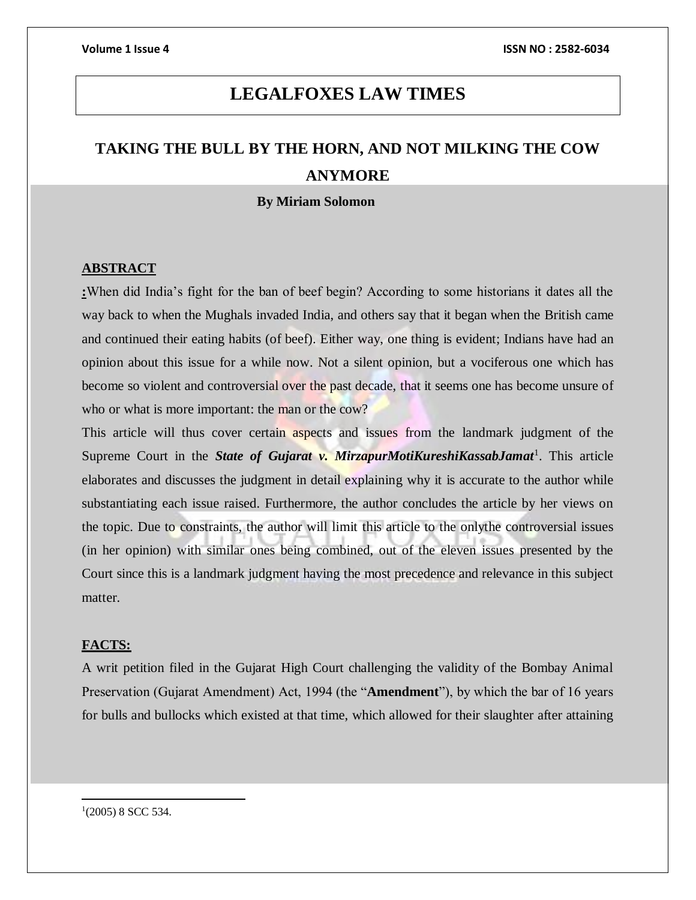# LEGALFOXES LAW TIMES

## TAKING THE BULL BY THE HORN, AND NOT MILKING THE COW ANYMORE

**By Miriam Solomon**

**ABSTRACT**

**:**When did India's fight for the ban of beef begin? According to some historians it dates all the way back to when the Mughals invaded India, and others say that it began when the British came and continued their eating habits (of beef). Either way, one thing is evident; Indians have had an opinion about this issue for a while now. Not a silent opinion, but a vociferous one which has become so violent and controversial over the past decade, that it seems one has become unsure of who or what is more important: the man or the cow?

This article will thus cover certain aspects and issues from the landmark judgment of the Supreme Court in the ***State of Gujarat v. MirzapurMotiKureshiKassabJamat***[1]. This article elaborates and discusses the judgment in detail explaining why it is accurate to the author while substantiating each issue raised. Furthermore, the author concludes the article by her views on the topic. Due to constraints, the author will limit this article to the onlythe controversial issues (in her opinion) with similar ones being combined, out of the eleven issues presented by the Court since this is a landmark judgment having the most precedence and relevance in this subject matter.

**FACTS:**

A writ petition filed in the Gujarat High Court challenging the validity of the Bombay Animal Preservation (Gujarat Amendment) Act, 1994 (the "**Amendment**"), by which the bar of 16 years for bulls and bullocks which existed at that time, which allowed for their slaughter after attaining

---

[1](2005) 8 SCC 534.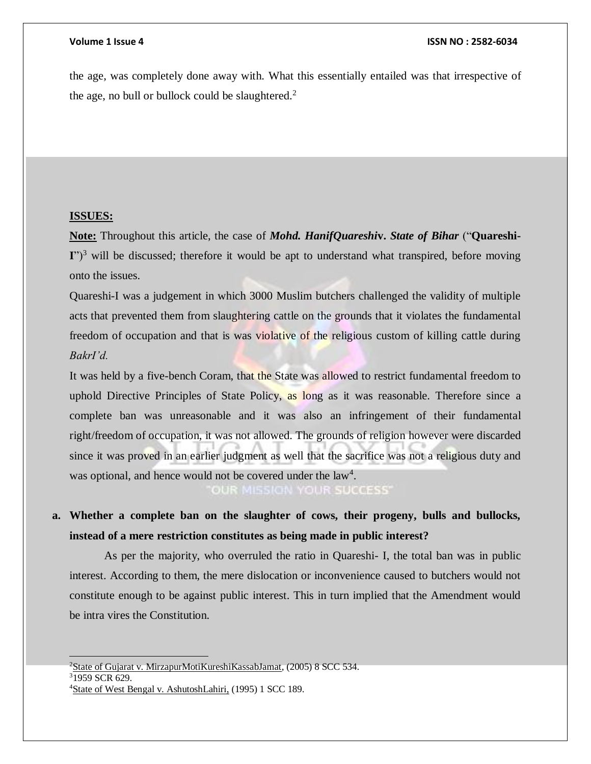the age, was completely done away with. What this essentially entailed was that irrespective of the age, no bull or bullock could be slaughtered.[2]

**ISSUES:**

**Note:** Throughout this article, the case of ***Mohd. HanifQuareshi*v. *State of Bihar*** (“**Quareshi-I**”)[3] will be discussed; therefore it would be apt to understand what transpired, before moving onto the issues.

Quareshi-I was a judgement in which 3000 Muslim butchers challenged the validity of multiple acts that prevented them from slaughtering cattle on the grounds that it violates the fundamental freedom of occupation and that is was violative of the religious custom of killing cattle during *BakrI’d.*

It was held by a five-bench Coram, that the State was allowed to restrict fundamental freedom to uphold Directive Principles of State Policy, as long as it was reasonable. Therefore since a complete ban was unreasonable and it was also an infringement of their fundamental right/freedom of occupation, it was not allowed. The grounds of religion however were discarded since it was proved in an earlier judgment as well that the sacrifice was not a religious duty and was optional, and hence would not be covered under the law[4].

**a. Whether a complete ban on the slaughter of cows, their progeny, bulls and bullocks, instead of a mere restriction constitutes as being made in public interest?**

As per the majority, who overruled the ratio in Quareshi- I, the total ban was in public interest. According to them, the mere dislocation or inconvenience caused to butchers would not constitute enough to be against public interest. This in turn implied that the Amendment would be intra vires the Constitution.

---

[2] State of Gujarat v. MirzapurMotiKureshiKassabJamat, (2005) 8 SCC 534.

[3] 1959 SCR 629.

[4] State of West Bengal v. AshutoshLahiri, (1995) 1 SCC 189.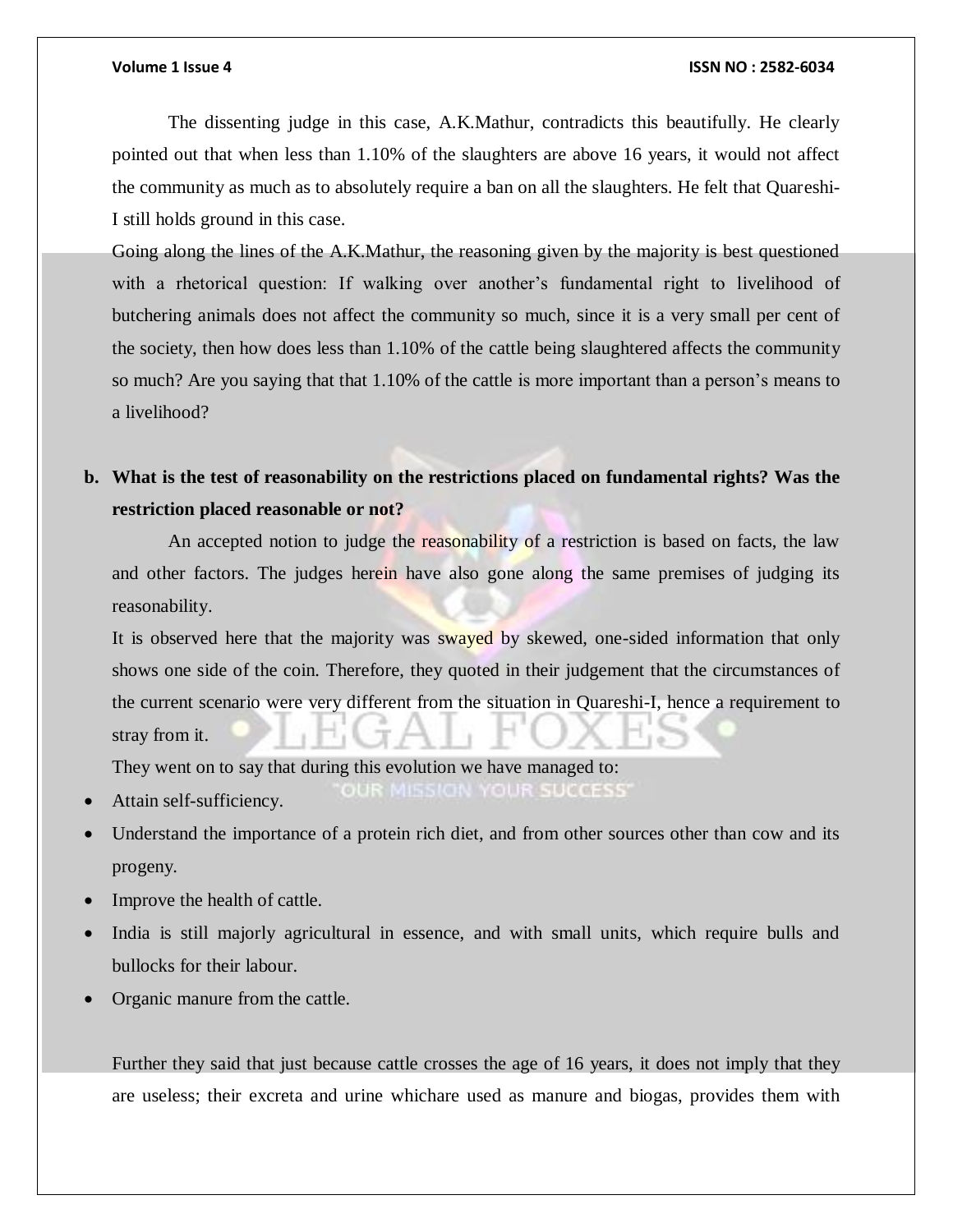The dissenting judge in this case, A.K.Mathur, contradicts this beautifully. He clearly pointed out that when less than 1.10% of the slaughters are above 16 years, it would not affect the community as much as to absolutely require a ban on all the slaughters. He felt that Quareshi-I still holds ground in this case.

Going along the lines of the A.K.Mathur, the reasoning given by the majority is best questioned with a rhetorical question: If walking over another's fundamental right to livelihood of butchering animals does not affect the community so much, since it is a very small per cent of the society, then how does less than 1.10% of the cattle being slaughtered affects the community so much? Are you saying that that 1.10% of the cattle is more important than a person's means to a livelihood?

**b. What is the test of reasonability on the restrictions placed on fundamental rights? Was the restriction placed reasonable or not?**

An accepted notion to judge the reasonability of a restriction is based on facts, the law and other factors. The judges herein have also gone along the same premises of judging its reasonability.

It is observed here that the majority was swayed by skewed, one-sided information that only shows one side of the coin. Therefore, they quoted in their judgement that the circumstances of the current scenario were very different from the situation in Quareshi-I, hence a requirement to stray from it.

They went on to say that during this evolution we have managed to:

- Attain self-sufficiency.
- Understand the importance of a protein rich diet, and from other sources other than cow and its progeny.
- Improve the health of cattle.
- India is still majorly agricultural in essence, and with small units, which require bulls and bullocks for their labour.
- Organic manure from the cattle.

Further they said that just because cattle crosses the age of 16 years, it does not imply that they are useless; their excreta and urine whichare used as manure and biogas, provides them with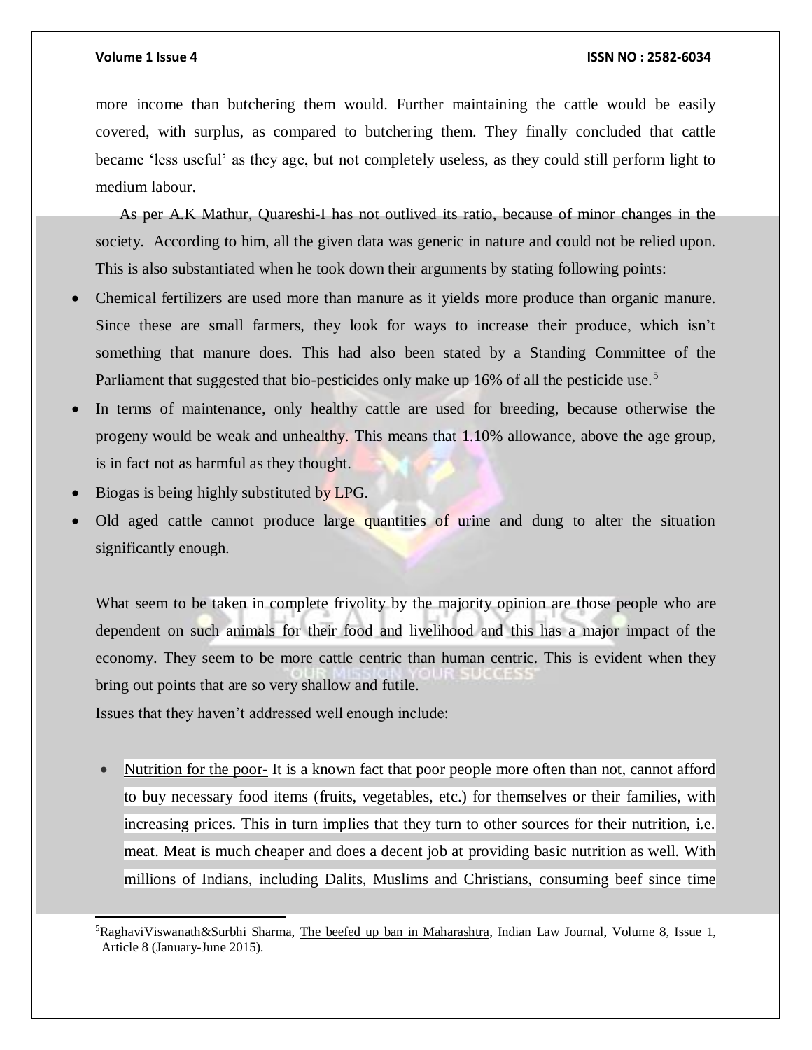more income than butchering them would. Further maintaining the cattle would be easily covered, with surplus, as compared to butchering them. They finally concluded that cattle became 'less useful' as they age, but not completely useless, as they could still perform light to medium labour.

As per A.K Mathur, Quareshi-I has not outlived its ratio, because of minor changes in the society. According to him, all the given data was generic in nature and could not be relied upon. This is also substantiated when he took down their arguments by stating following points:

- Chemical fertilizers are used more than manure as it yields more produce than organic manure. Since these are small farmers, they look for ways to increase their produce, which isn't something that manure does. This had also been stated by a Standing Committee of the Parliament that suggested that bio-pesticides only make up 16% of all the pesticide use.[5]
- In terms of maintenance, only healthy cattle are used for breeding, because otherwise the progeny would be weak and unhealthy. This means that 1.10% allowance, above the age group, is in fact not as harmful as they thought.
- Biogas is being highly substituted by LPG.
- Old aged cattle cannot produce large quantities of urine and dung to alter the situation significantly enough.

What seem to be taken in complete frivolity by the majority opinion are those people who are dependent on such animals for their food and livelihood and this has a major impact of the economy. They seem to be more cattle centric than human centric. This is evident when they bring out points that are so very shallow and futile.

Issues that they haven't addressed well enough include:

- Nutrition for the poor- It is a known fact that poor people more often than not, cannot afford to buy necessary food items (fruits, vegetables, etc.) for themselves or their families, with increasing prices. This in turn implies that they turn to other sources for their nutrition, i.e. meat. Meat is much cheaper and does a decent job at providing basic nutrition as well. With millions of Indians, including Dalits, Muslims and Christians, consuming beef since time

---

[5] RaghaviViswanath&Surbhi Sharma, The beefed up ban in Maharashtra, Indian Law Journal, Volume 8, Issue 1, Article 8 (January-June 2015).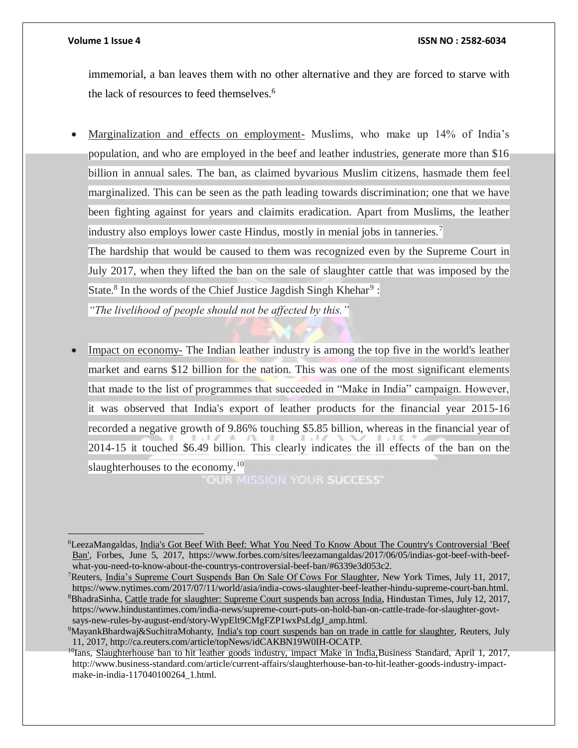immemorial, a ban leaves them with no other alternative and they are forced to starve with the lack of resources to feed themselves.[6]

- Marginalization and effects on employment- Muslims, who make up 14% of India's population, and who are employed in the beef and leather industries, generate more than $16 billion in annual sales. The ban, as claimed byvarious Muslim citizens, hasmade them feel marginalized. This can be seen as the path leading towards discrimination; one that we have been fighting against for years and claimits eradication. Apart from Muslims, the leather industry also employs lower caste Hindus, mostly in menial jobs in tanneries.[7]

  The hardship that would be caused to them was recognized even by the Supreme Court in July 2017, when they lifted the ban on the sale of slaughter cattle that was imposed by the State.[8] In the words of the Chief Justice Jagdish Singh Khehar[9] :

  *"The livelihood of people should not be affected by this."*

- Impact on economy- The Indian leather industry is among the top five in the world's leather market and earns $12 billion for the nation. This was one of the most significant elements that made to the list of programmes that succeeded in "Make in India" campaign. However, it was observed that India's export of leather products for the financial year 2015-16 recorded a negative growth of 9.86% touching $5.85 billion, whereas in the financial year of 2014-15 it touched $6.49 billion. This clearly indicates the ill effects of the ban on the slaughterhouses to the economy.[10]

---

[6] LeezaMangaldas, India's Got Beef With Beef: What You Need To Know About The Country's Controversial 'Beef Ban', Forbes, June 5, 2017, https://www.forbes.com/sites/leezamangaldas/2017/06/05/indias-got-beef-with-beef-what-you-need-to-know-about-the-countrys-controversial-beef-ban/#6339e3d053c2.

[7] Reuters, India's Supreme Court Suspends Ban On Sale Of Cows For Slaughter, New York Times, July 11, 2017, https://www.nytimes.com/2017/07/11/world/asia/india-cows-slaughter-beef-leather-hindu-supreme-court-ban.html.

[8] BhadraSinha, Cattle trade for slaughter: Supreme Court suspends ban across India, Hindustan Times, July 12, 2017, https://www.hindustantimes.com/india-news/supreme-court-puts-on-hold-ban-on-cattle-trade-for-slaughter-govt-says-new-rules-by-august-end/story-WypElt9CMgFZP1wxPsLdgJ_amp.html.

[9] MayankBhardwaj&SuchitraMohanty, India's top court suspends ban on trade in cattle for slaughter, Reuters, July 11, 2017, http://ca.reuters.com/article/topNews/idCAKBN19W0IH-OCATP.

[10] Ians, Slaughterhouse ban to hit leather goods industry, impact Make in India,Business Standard, April 1, 2017, http://www.business-standard.com/article/current-affairs/slaughterhouse-ban-to-hit-leather-goods-industry-impact-make-in-india-117040100264_1.html.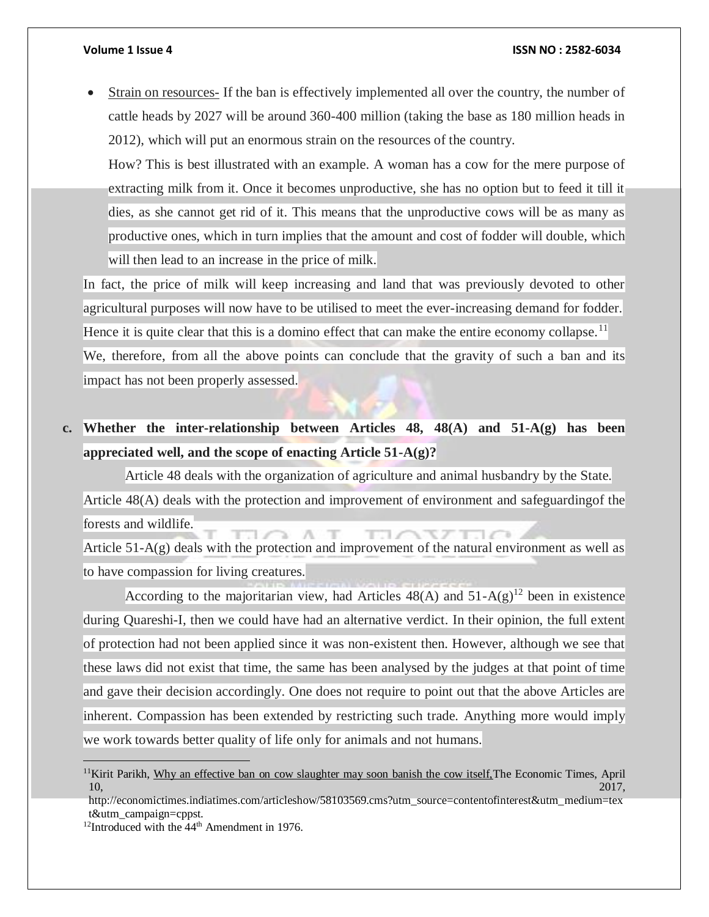- Strain on resources- If the ban is effectively implemented all over the country, the number of cattle heads by 2027 will be around 360-400 million (taking the base as 180 million heads in 2012), which will put an enormous strain on the resources of the country.

  How? This is best illustrated with an example. A woman has a cow for the mere purpose of extracting milk from it. Once it becomes unproductive, she has no option but to feed it till it dies, as she cannot get rid of it. This means that the unproductive cows will be as many as productive ones, which in turn implies that the amount and cost of fodder will double, which will then lead to an increase in the price of milk.

In fact, the price of milk will keep increasing and land that was previously devoted to other agricultural purposes will now have to be utilised to meet the ever-increasing demand for fodder. Hence it is quite clear that this is a domino effect that can make the entire economy collapse.[11]

We, therefore, from all the above points can conclude that the gravity of such a ban and its impact has not been properly assessed.

**c. Whether the inter-relationship between Articles 48, 48(A) and 51-A(g) has been appreciated well, and the scope of enacting Article 51-A(g)?**

Article 48 deals with the organization of agriculture and animal husbandry by the State. Article 48(A) deals with the protection and improvement of environment and safeguardingof the forests and wildlife.

Article 51-A(g) deals with the protection and improvement of the natural environment as well as to have compassion for living creatures.

According to the majoritarian view, had Articles 48(A) and 51-A(g)[12] been in existence during Quareshi-I, then we could have had an alternative verdict. In their opinion, the full extent of protection had not been applied since it was non-existent then. However, although we see that these laws did not exist that time, the same has been analysed by the judges at that point of time and gave their decision accordingly. One does not require to point out that the above Articles are inherent. Compassion has been extended by restricting such trade. Anything more would imply we work towards better quality of life only for animals and not humans.

---

[11] Kirit Parikh, Why an effective ban on cow slaughter may soon banish the cow itself, The Economic Times, April 10, 2017, http://economictimes.indiatimes.com/articleshow/58103569.cms?utm_source=contentofinterest&utm_medium=text&utm_campaign=cppst.

[12] Introduced with the 44th Amendment in 1976.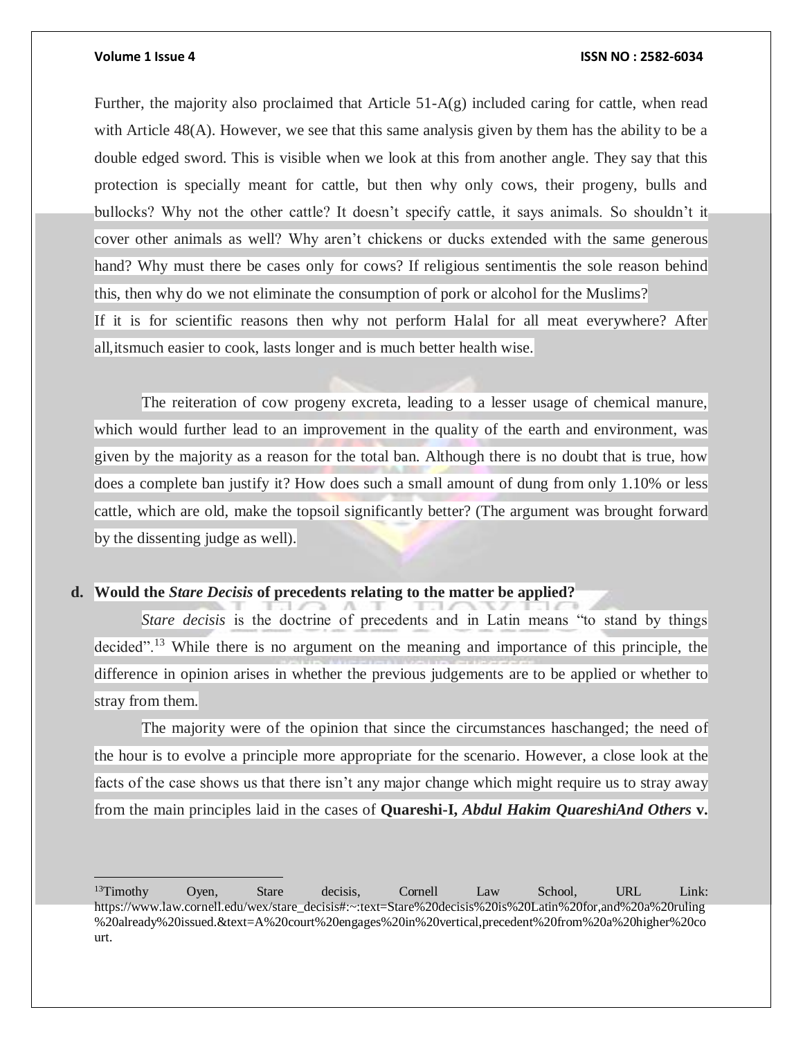Further, the majority also proclaimed that Article 51-A(g) included caring for cattle, when read with Article 48(A). However, we see that this same analysis given by them has the ability to be a double edged sword. This is visible when we look at this from another angle. They say that this protection is specially meant for cattle, but then why only cows, their progeny, bulls and bullocks? Why not the other cattle? It doesn't specify cattle, it says animals. So shouldn't it cover other animals as well? Why aren't chickens or ducks extended with the same generous hand? Why must there be cases only for cows? If religious sentimentis the sole reason behind this, then why do we not eliminate the consumption of pork or alcohol for the Muslims?
If it is for scientific reasons then why not perform Halal for all meat everywhere? After all,itsmuch easier to cook, lasts longer and is much better health wise.

The reiteration of cow progeny excreta, leading to a lesser usage of chemical manure, which would further lead to an improvement in the quality of the earth and environment, was given by the majority as a reason for the total ban. Although there is no doubt that is true, how does a complete ban justify it? How does such a small amount of dung from only 1.10% or less cattle, which are old, make the topsoil significantly better? (The argument was brought forward by the dissenting judge as well).

**d. Would the *Stare Decisis* of precedents relating to the matter be applied?**

*Stare decisis* is the doctrine of precedents and in Latin means "to stand by things decided".[13] While there is no argument on the meaning and importance of this principle, the difference in opinion arises in whether the previous judgements are to be applied or whether to stray from them.

The majority were of the opinion that since the circumstances haschanged; the need of the hour is to evolve a principle more appropriate for the scenario. However, a close look at the facts of the case shows us that there isn't any major change which might require us to stray away from the main principles laid in the cases of **Quareshi-I,** ***Abdul Hakim QuareshiAnd Others*** **v.**

---

[13]Timothy Oyen, Stare decisis, Cornell Law School, URL Link: https://www.law.cornell.edu/wex/stare_decisis#:~:text=Stare%20decisis%20is%20Latin%20for,and%20a%20ruling%20already%20issued.&text=A%20court%20engages%20in%20vertical,precedent%20from%20a%20higher%20court.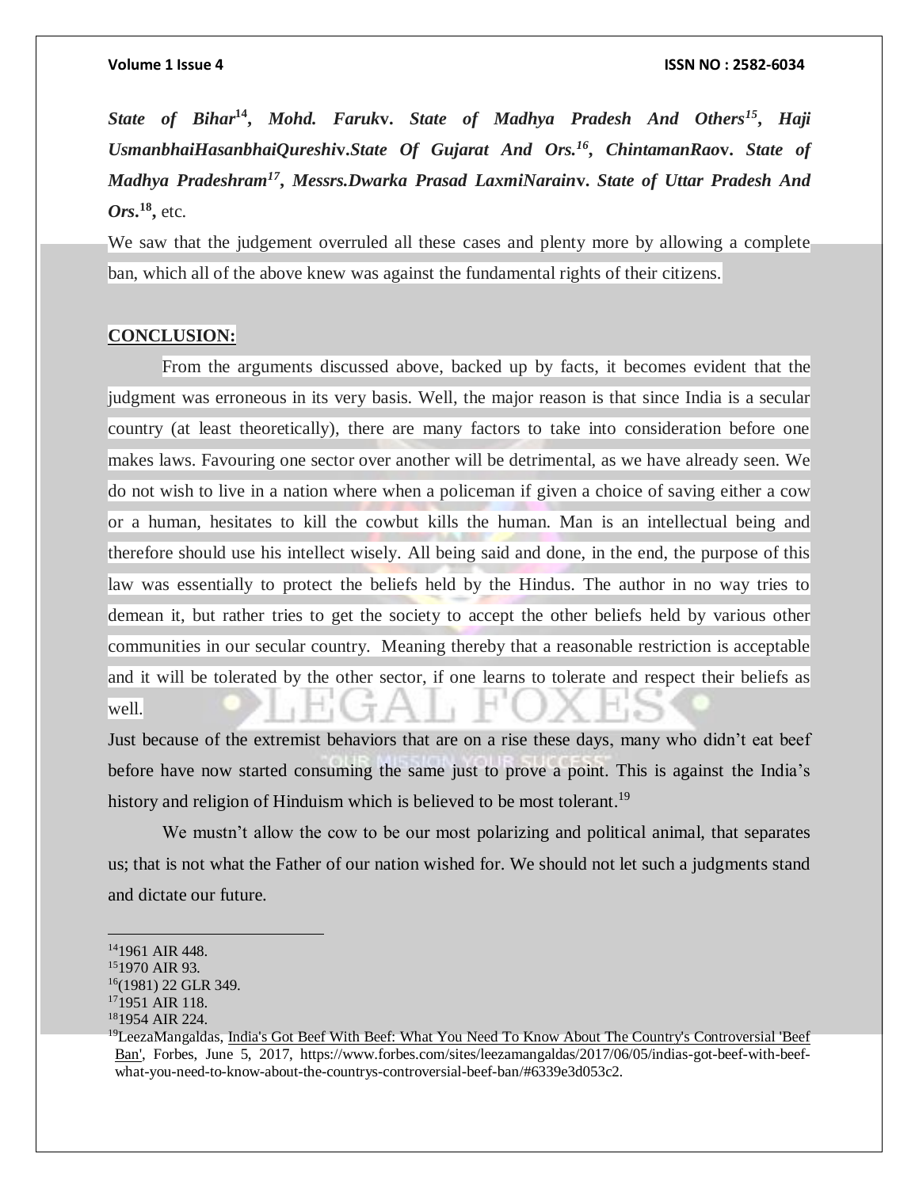***State of Bihar*[14], *Mohd. Faruk*v. *State of Madhya Pradesh And Others*[15], *Haji UsmanbhaiHasanbhaiQureshi*v.*State Of Gujarat And Ors.*[16], *ChintamanRao*v. *State of Madhya Pradeshram*[17], *Messrs.Dwarka Prasad LaxmiNarain*v. *State of Uttar Pradesh And Ors.*[18],** etc.

We saw that the judgement overruled all these cases and plenty more by allowing a complete ban, which all of the above knew was against the fundamental rights of their citizens.

## CONCLUSION:

From the arguments discussed above, backed up by facts, it becomes evident that the judgment was erroneous in its very basis. Well, the major reason is that since India is a secular country (at least theoretically), there are many factors to take into consideration before one makes laws. Favouring one sector over another will be detrimental, as we have already seen. We do not wish to live in a nation where when a policeman if given a choice of saving either a cow or a human, hesitates to kill the cowbut kills the human. Man is an intellectual being and therefore should use his intellect wisely. All being said and done, in the end, the purpose of this law was essentially to protect the beliefs held by the Hindus. The author in no way tries to demean it, but rather tries to get the society to accept the other beliefs held by various other communities in our secular country. Meaning thereby that a reasonable restriction is acceptable and it will be tolerated by the other sector, if one learns to tolerate and respect their beliefs as well.

Just because of the extremist behaviors that are on a rise these days, many who didn't eat beef before have now started consuming the same just to prove a point. This is against the India's history and religion of Hinduism which is believed to be most tolerant.[19]

We mustn't allow the cow to be our most polarizing and political animal, that separates us; that is not what the Father of our nation wished for. We should not let such a judgments stand and dictate our future.

---

[14] 1961 AIR 448.

[15] 1970 AIR 93.

[16] (1981) 22 GLR 349.

[17] 1951 AIR 118.

[18] 1954 AIR 224.

[19] LeezaMangaldas, India's Got Beef With Beef: What You Need To Know About The Country's Controversial 'Beef Ban', Forbes, June 5, 2017, https://www.forbes.com/sites/leezamangaldas/2017/06/05/indias-got-beef-with-beef-what-you-need-to-know-about-the-countrys-controversial-beef-ban/#6339e3d053c2.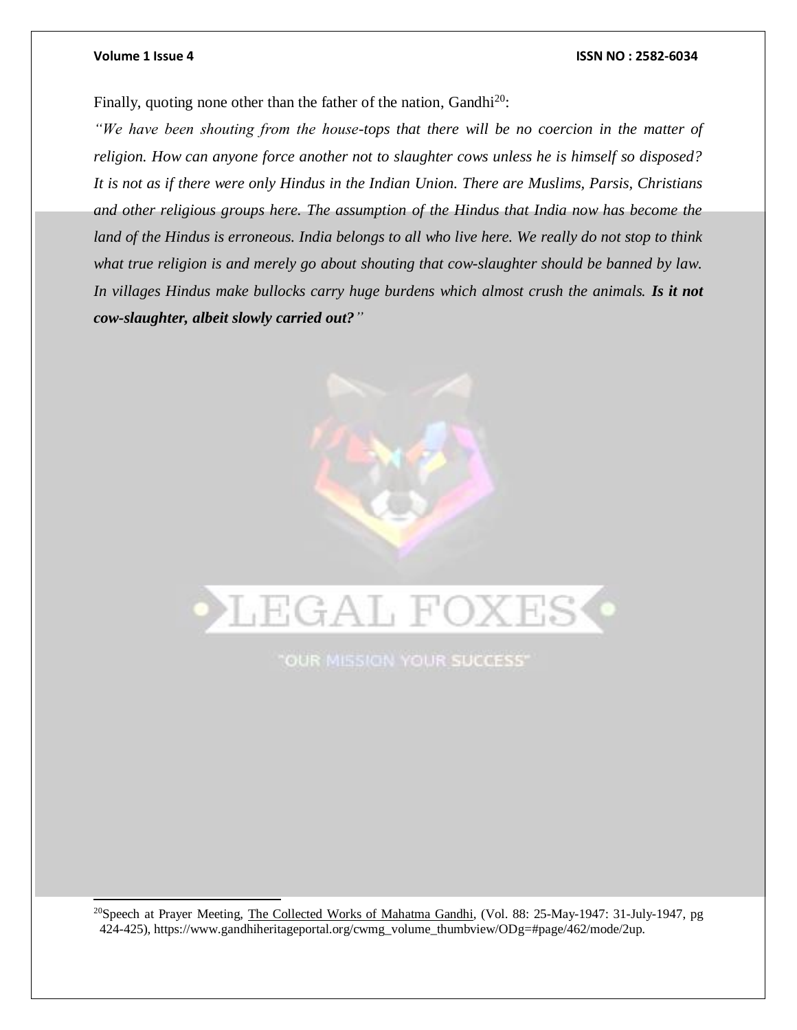Finally, quoting none other than the father of the nation, Gandhi[20]:

*"We have been shouting from the house-tops that there will be no coercion in the matter of religion. How can anyone force another not to slaughter cows unless he is himself so disposed? It is not as if there were only Hindus in the Indian Union. There are Muslims, Parsis, Christians and other religious groups here. The assumption of the Hindus that India now has become the land of the Hindus is erroneous. India belongs to all who live here. We really do not stop to think what true religion is and merely go about shouting that cow-slaughter should be banned by law. In villages Hindus make bullocks carry huge burdens which almost crush the animals.* ***Is it not cow-slaughter, albeit slowly carried out?****"*

---

[20]Speech at Prayer Meeting, The Collected Works of Mahatma Gandhi, (Vol. 88: 25-May-1947: 31-July-1947, pg 424-425), https://www.gandhiheritageportal.org/cwmg_volume_thumbview/ODg=#page/462/mode/2up.